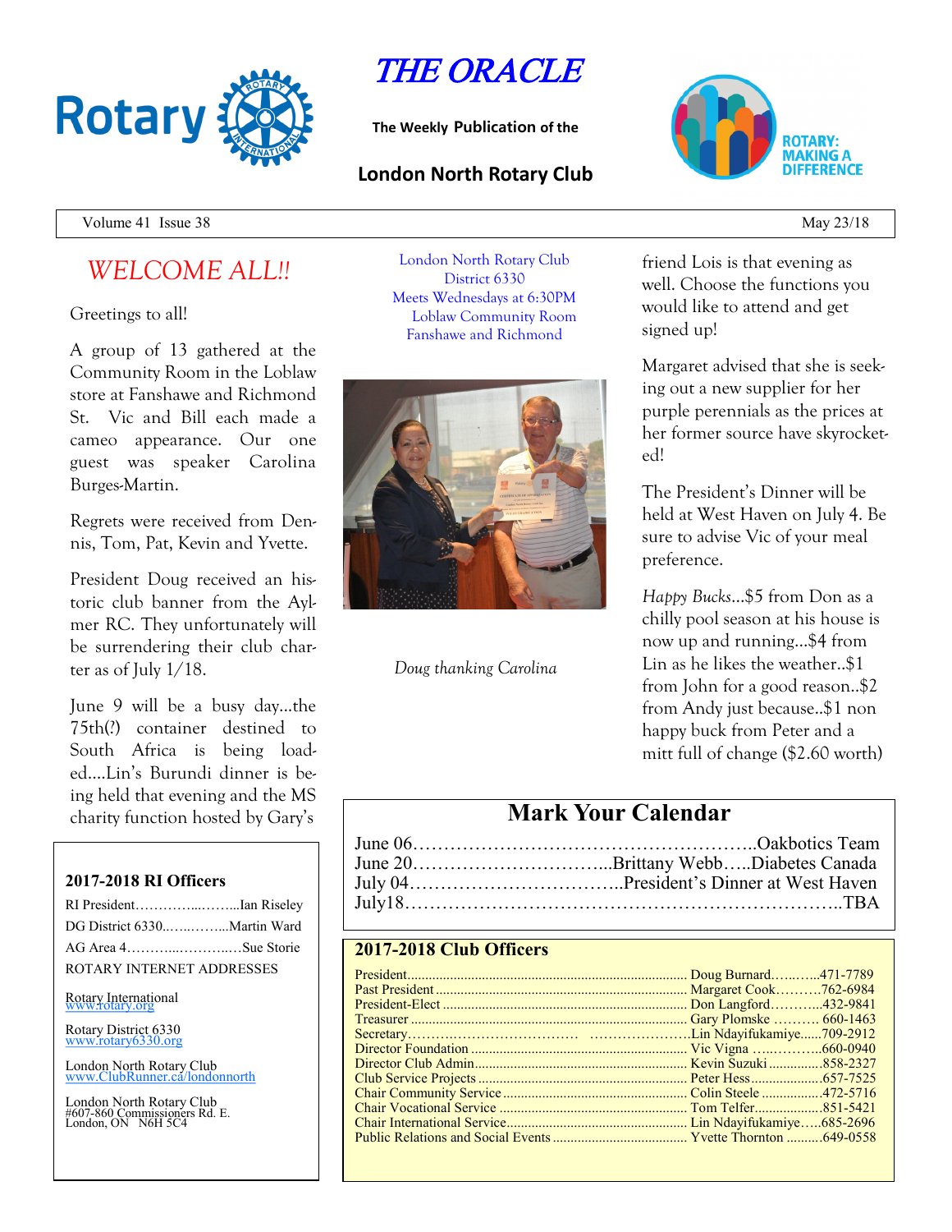# THE ORACLE

**The Weekly Publication of the**

**London North Rotary Club**

Volume 41 Issue 38 — May 23/18

## WELCOME ALL!!

Greetings to all!

A group of 13 gathered at the Community Room in the Loblaw store at Fanshawe and Richmond St. Vic and Bill each made a cameo appearance. Our one guest was speaker Carolina Burges-Martin.

Regrets were received from Dennis, Tom, Pat, Kevin and Yvette.

President Doug received an historic club banner from the Aylmer RC. They unfortunately will be surrendering their club charter as of July 1/18.

June 9 will be a busy day…the 75th(?) container destined to South Africa is being loaded….Lin's Burundi dinner is being held that evening and the MS charity function hosted by Gary's friend Lois is that evening as well. Choose the functions you would like to attend and get signed up!

Margaret advised that she is seeking out a new supplier for her purple perennials as the prices at her former source have skyrocketed!

The President's Dinner will be held at West Haven on July 4. Be sure to advise Vic of your meal preference.

*Happy Bucks*…$5 from Don as a chilly pool season at his house is now up and running…$4 from Lin as he likes the weather..$1 from John for a good reason..$2 from Andy just because..$1 non happy buck from Peter and a mitt full of change ($2.60 worth)

London North Rotary Club
District 6330
Meets Wednesdays at 6:30PM
Loblaw Community Room
Fanshawe and Richmond

*Doug thanking Carolina*

## Mark Your Calendar

June 06……………………………………………..Oakbotics Team
June 20…………………………..Brittany Webb…..Diabetes Canada
July 04……………………………..President's Dinner at West Haven
July18……………………………………………………………..TBA

### 2017-2018 RI Officers

RI President…………...……...Ian Riseley
DG District 6330.……..……...Martin Ward
AG Area 4………...………..…Sue Storie

ROTARY INTERNET ADDRESSES

Rotary International
www.rotary.org

Rotary District 6330
www.rotary6330.org

London North Rotary Club
www.ClubRunner.ca/londonnorth

London North Rotary Club
#607-860 Commissioners Rd. E.
London, ON N6H 5C4

### 2017-2018 Club Officers

| Position | Name | Phone |
|---|---|---|
| President | Doug Burnard | 471-7789 |
| Past President | Margaret Cook | 762-6984 |
| President-Elect | Don Langford | 432-9841 |
| Treasurer | Gary Plomske | 660-1463 |
| Secretary | Lin Ndayifukamiye | 709-2912 |
| Director Foundation | Vic Vigna | 660-0940 |
| Director Club Admin | Kevin Suzuki | 858-2327 |
| Club Service Projects | Peter Hess | 657-7525 |
| Chair Community Service | Colin Steele | 472-5716 |
| Chair Vocational Service | Tom Telfer | 851-5421 |
| Chair International Service | Lin Ndayifukamiye | 685-2696 |
| Public Relations and Social Events | Yvette Thornton | 649-0558 |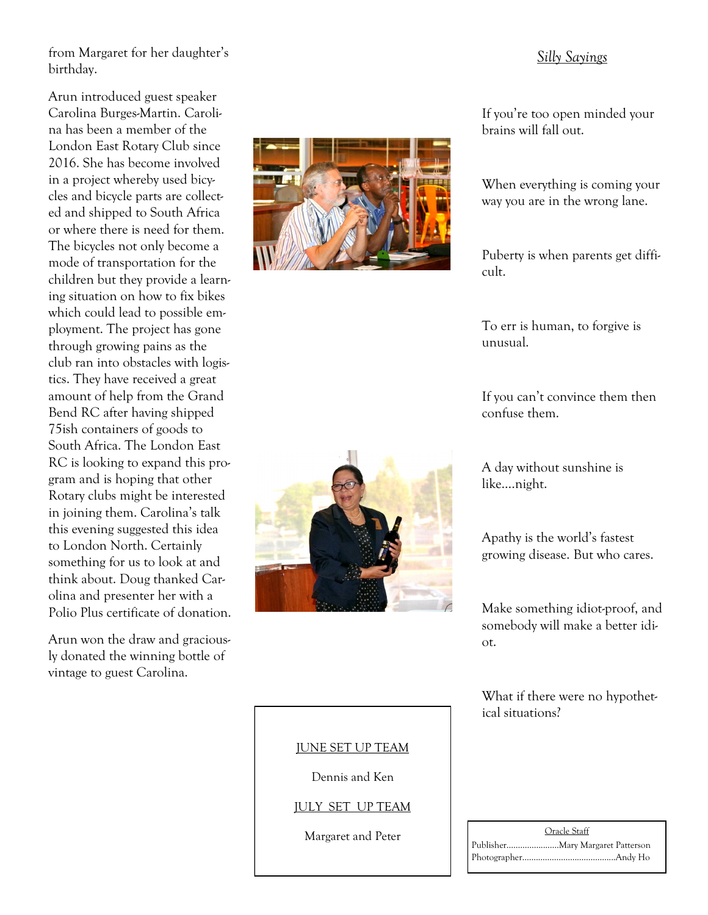from Margaret for her daughter's birthday.

Arun introduced guest speaker Carolina Burges-Martin. Carolina has been a member of the London East Rotary Club since 2016. She has become involved in a project whereby used bicycles and bicycle parts are collected and shipped to South Africa or where there is need for them. The bicycles not only become a mode of transportation for the children but they provide a learning situation on how to fix bikes which could lead to possible employment. The project has gone through growing pains as the club ran into obstacles with logistics. They have received a great amount of help from the Grand Bend RC after having shipped 75ish containers of goods to South Africa. The London East RC is looking to expand this program and is hoping that other Rotary clubs might be interested in joining them. Carolina's talk this evening suggested this idea to London North. Certainly something for us to look at and think about. Doug thanked Carolina and presenter her with a Polio Plus certificate of donation.

Arun won the draw and graciously donated the winning bottle of vintage to guest Carolina.

JUNE SET UP TEAM

Dennis and Ken

JULY SET UP TEAM

Margaret and Peter

## *Silly Sayings*

If you're too open minded your brains will fall out.

When everything is coming your way you are in the wrong lane.

Puberty is when parents get difficult.

To err is human, to forgive is unusual.

If you can't convince them then confuse them.

A day without sunshine is like....night.

Apathy is the world's fastest growing disease. But who cares.

Make something idiot-proof, and somebody will make a better idiot.

What if there were no hypothetical situations?

Oracle Staff

Publisher.......................Mary Margaret Patterson

Photographer.........................................Andy Ho